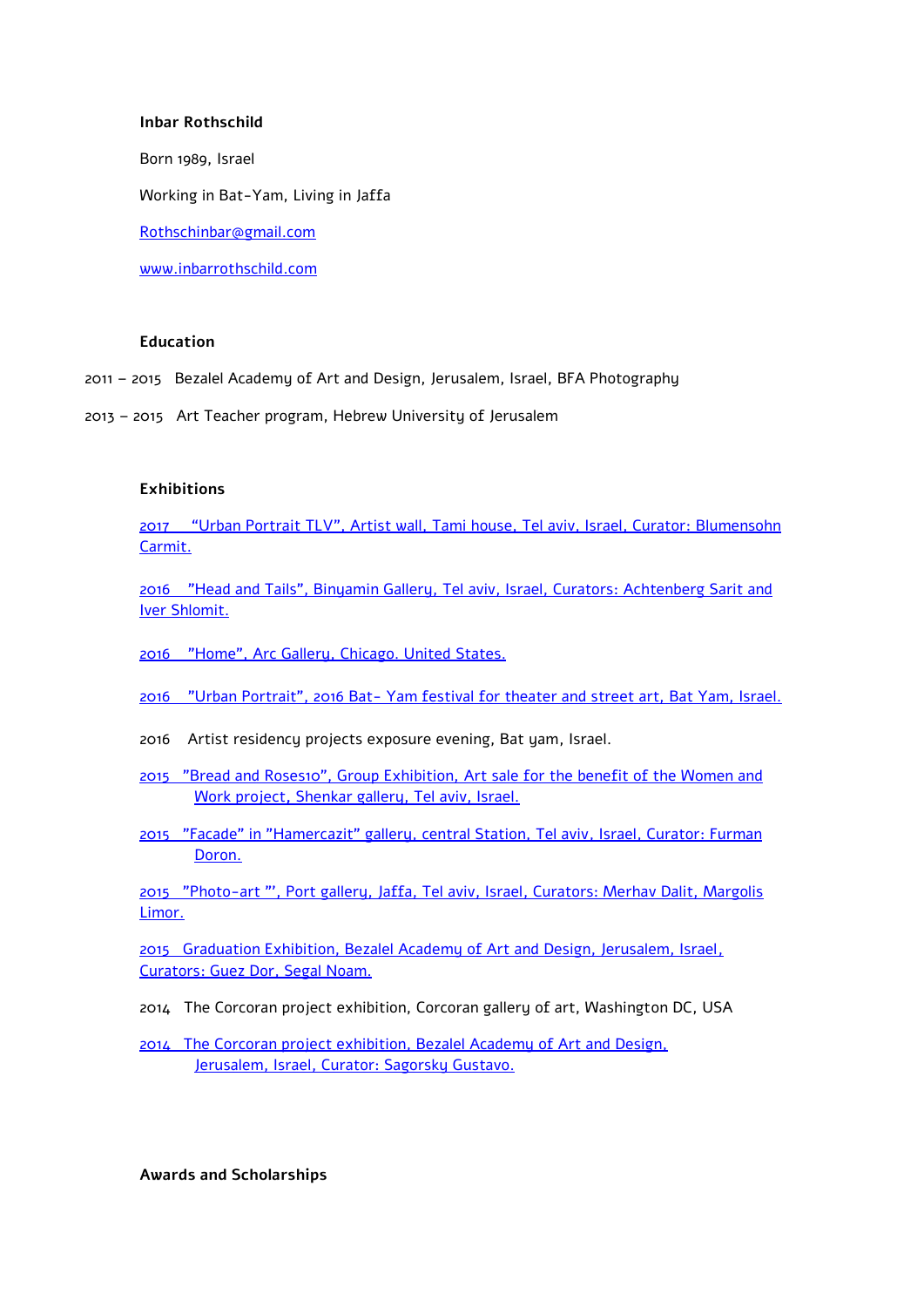**Inbar Rothschild**

Born 1989, Israel

Working in Bat-Yam, Living in Jaffa

Rothschinbar@gmail.com

www.inbarrothschild.com

**Education**

2011 – 2015 Bezalel Academy of Art and Design, Jerusalem, Israel, BFA Photography

2013 – 2015 Art Teacher program, Hebrew University of Jerusalem

**Exhibitions**

2017 "Urban Portrait TLV", Artist wall, Tami house, Tel aviv, Israel, Curator: Blumensohn Carmit.

2016 "Head and Tails", Binyamin Gallery, Tel aviv, Israel, Curators: Achtenberg Sarit and Iver Shlomit.

2016 "Home", Arc Gallery, Chicago. United States.

2016 "Urban Portrait", 2016 Bat- Yam festival for theater and street art, Bat Yam, Israel.

2016 Artist residency projects exposure evening, Bat yam, Israel.

2015 "Bread and Roses10", Group Exhibition, Art sale for the benefit of the Women and Work project, Shenkar gallery, Tel aviv, Israel.

2015 "Facade" in "Hamercazit" gallery, central Station, Tel aviv, Israel, Curator: Furman Doron.

2015 "Photo-art "', Port gallery, Jaffa, Tel aviv, Israel, Curators: Merhav Dalit, Margolis Limor.

2015 Graduation Exhibition, Bezalel Academy of Art and Design, Jerusalem, Israel, Curators: Guez Dor, Segal Noam.

2014 The Corcoran project exhibition, Corcoran gallery of art, Washington DC, USA

2014 The Corcoran project exhibition, Bezalel Academy of Art and Design, Jerusalem, Israel, Curator: Sagorsky Gustavo.

**Awards and Scholarships**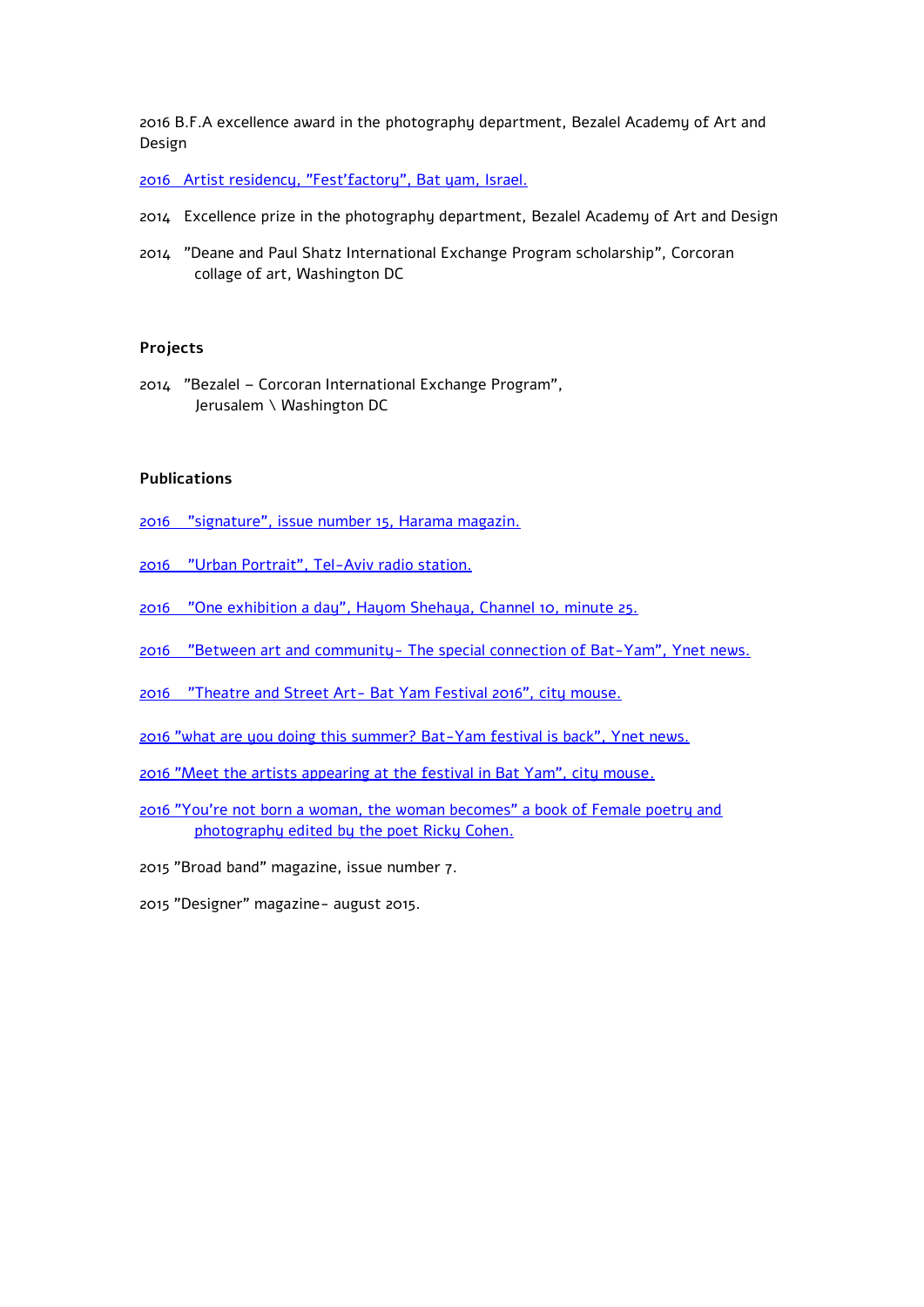2016 B.F.A excellence award in the photography department, Bezalel Academy of Art and Design

2016 Artist residency, "Fest'factory", Bat yam, Israel.

2014 Excellence prize in the photography department, Bezalel Academy of Art and Design

2014 "Deane and Paul Shatz International Exchange Program scholarship", Corcoran collage of art, Washington DC

**Projects**

2014 "Bezalel – Corcoran International Exchange Program", Jerusalem \ Washington DC

**Publications**

2016 "signature", issue number 15, Harama magazin.

2016 "Urban Portrait", Tel-Aviv radio station.

2016 "One exhibition a day", Hayom Shehaya, Channel 10, minute 25.

2016 "Between art and community- The special connection of Bat-Yam", Ynet news.

2016 "Theatre and Street Art- Bat Yam Festival 2016", city mouse.

2016 "what are you doing this summer? Bat-Yam festival is back", Ynet news.

2016 "Meet the artists appearing at the festival in Bat Yam", city mouse.

2016 "You're not born a woman, the woman becomes" a book of Female poetry and photography edited by the poet Ricky Cohen.

2015 "Broad band" magazine, issue number 7.

2015 "Designer" magazine- august 2015.